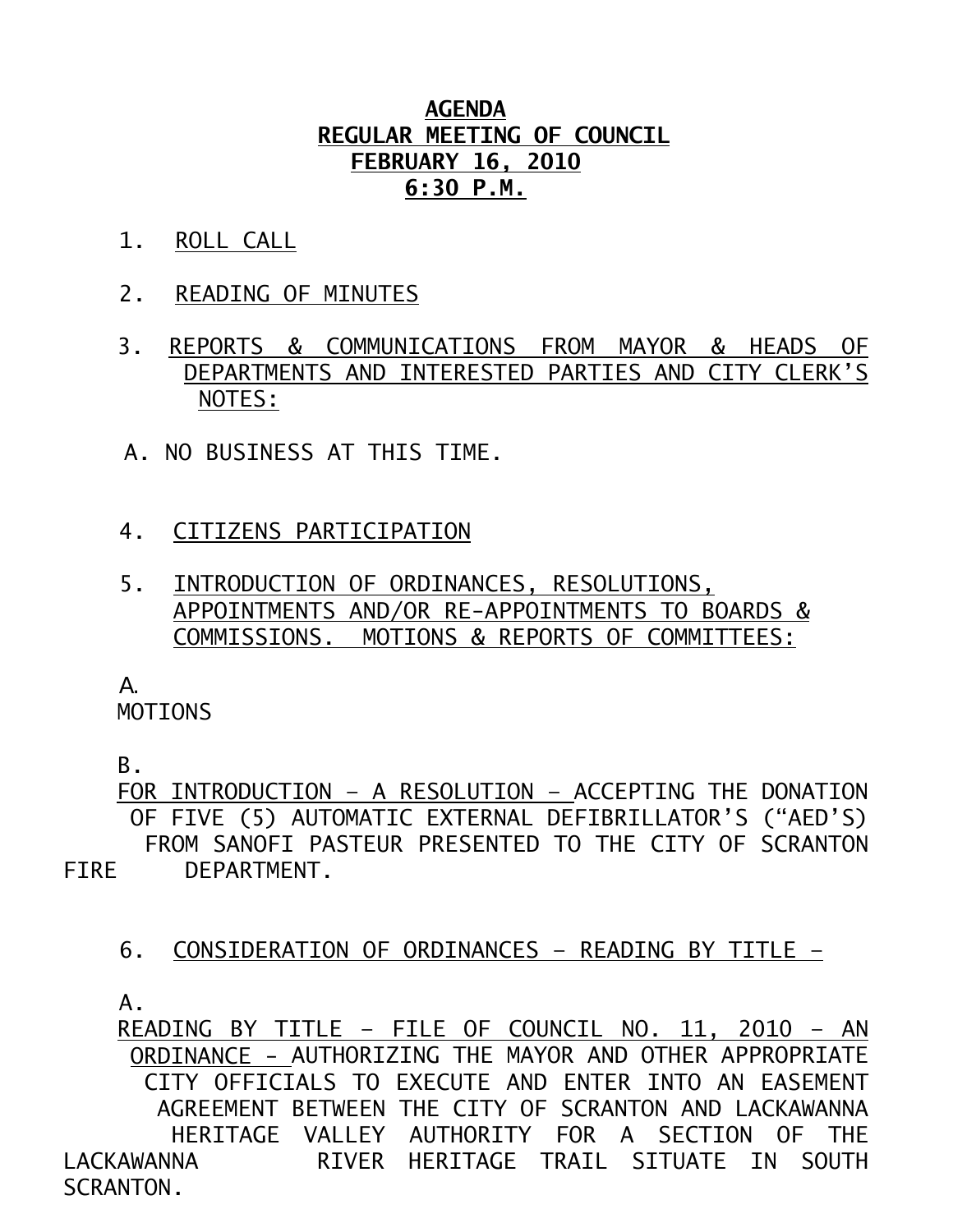# AGENDA
## REGULAR MEETING OF COUNCIL
## FEBRUARY 16, 2010
## 6:30 P.M.

1. ROLL CALL

2. READING OF MINUTES

3. REPORTS & COMMUNICATIONS FROM MAYOR & HEADS OF DEPARTMENTS AND INTERESTED PARTIES AND CITY CLERK'S NOTES:

   A. NO BUSINESS AT THIS TIME.

4. CITIZENS PARTICIPATION

5. INTRODUCTION OF ORDINANCES, RESOLUTIONS, APPOINTMENTS AND/OR RE-APPOINTMENTS TO BOARDS & COMMISSIONS. MOTIONS & REPORTS OF COMMITTEES:

   A. MOTIONS

   B. FOR INTRODUCTION – A RESOLUTION – ACCEPTING THE DONATION OF FIVE (5) AUTOMATIC EXTERNAL DEFIBRILLATOR'S ("AED'S) FROM SANOFI PASTEUR PRESENTED TO THE CITY OF SCRANTON FIRE DEPARTMENT.

6. CONSIDERATION OF ORDINANCES – READING BY TITLE –

   A. READING BY TITLE – FILE OF COUNCIL NO. 11, 2010 – AN ORDINANCE – AUTHORIZING THE MAYOR AND OTHER APPROPRIATE CITY OFFICIALS TO EXECUTE AND ENTER INTO AN EASEMENT AGREEMENT BETWEEN THE CITY OF SCRANTON AND LACKAWANNA HERITAGE VALLEY AUTHORITY FOR A SECTION OF THE LACKAWANNA RIVER HERITAGE TRAIL SITUATE IN SOUTH SCRANTON.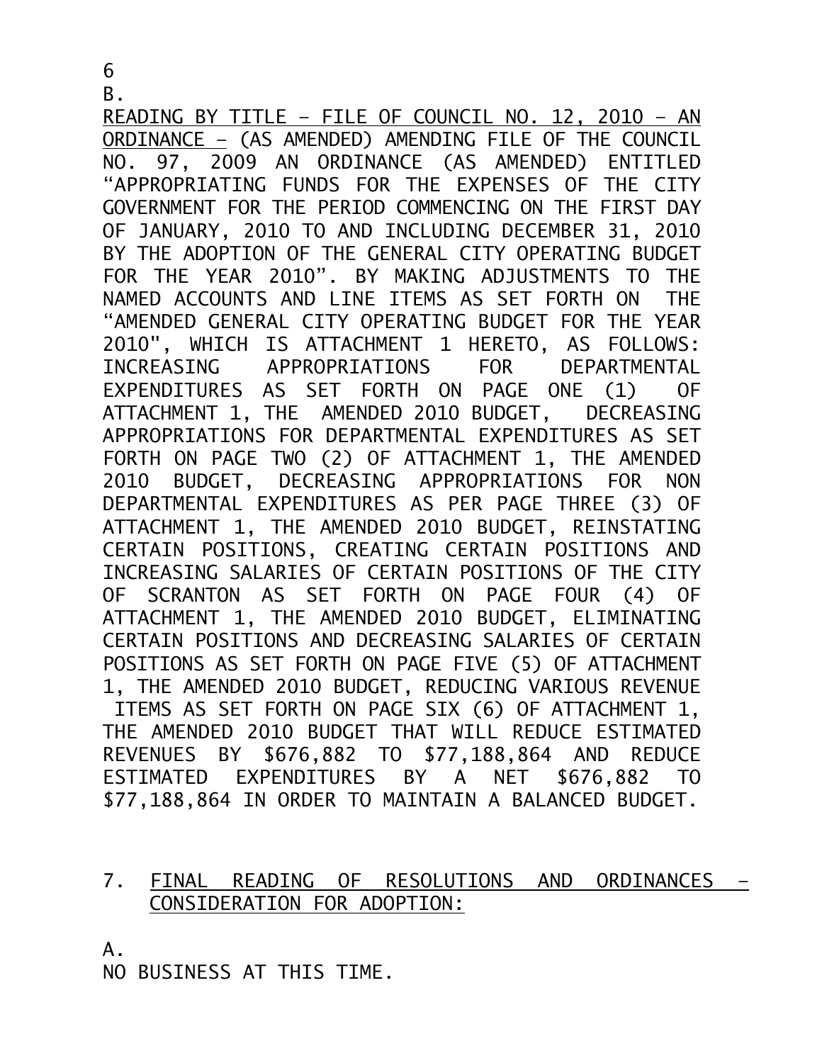6

B.

READING BY TITLE – FILE OF COUNCIL NO. 12, 2010 – AN ORDINANCE – (AS AMENDED) AMENDING FILE OF THE COUNCIL NO. 97, 2009 AN ORDINANCE (AS AMENDED) ENTITLED "APPROPRIATING FUNDS FOR THE EXPENSES OF THE CITY GOVERNMENT FOR THE PERIOD COMMENCING ON THE FIRST DAY OF JANUARY, 2010 TO AND INCLUDING DECEMBER 31, 2010 BY THE ADOPTION OF THE GENERAL CITY OPERATING BUDGET FOR THE YEAR 2010". BY MAKING ADJUSTMENTS TO THE NAMED ACCOUNTS AND LINE ITEMS AS SET FORTH ON THE "AMENDED GENERAL CITY OPERATING BUDGET FOR THE YEAR 2010", WHICH IS ATTACHMENT 1 HERETO, AS FOLLOWS: INCREASING APPROPRIATIONS FOR DEPARTMENTAL EXPENDITURES AS SET FORTH ON PAGE ONE (1) OF ATTACHMENT 1, THE AMENDED 2010 BUDGET, DECREASING APPROPRIATIONS FOR DEPARTMENTAL EXPENDITURES AS SET FORTH ON PAGE TWO (2) OF ATTACHMENT 1, THE AMENDED 2010 BUDGET, DECREASING APPROPRIATIONS FOR NON DEPARTMENTAL EXPENDITURES AS PER PAGE THREE (3) OF ATTACHMENT 1, THE AMENDED 2010 BUDGET, REINSTATING CERTAIN POSITIONS, CREATING CERTAIN POSITIONS AND INCREASING SALARIES OF CERTAIN POSITIONS OF THE CITY OF SCRANTON AS SET FORTH ON PAGE FOUR (4) OF ATTACHMENT 1, THE AMENDED 2010 BUDGET, ELIMINATING CERTAIN POSITIONS AND DECREASING SALARIES OF CERTAIN POSITIONS AS SET FORTH ON PAGE FIVE (5) OF ATTACHMENT 1, THE AMENDED 2010 BUDGET, REDUCING VARIOUS REVENUE ITEMS AS SET FORTH ON PAGE SIX (6) OF ATTACHMENT 1, THE AMENDED 2010 BUDGET THAT WILL REDUCE ESTIMATED REVENUES BY $676,882 TO $77,188,864 AND REDUCE ESTIMATED EXPENDITURES BY A NET $676,882 TO $77,188,864 IN ORDER TO MAINTAIN A BALANCED BUDGET.

7. FINAL READING OF RESOLUTIONS AND ORDINANCES – CONSIDERATION FOR ADOPTION:

A.

NO BUSINESS AT THIS TIME.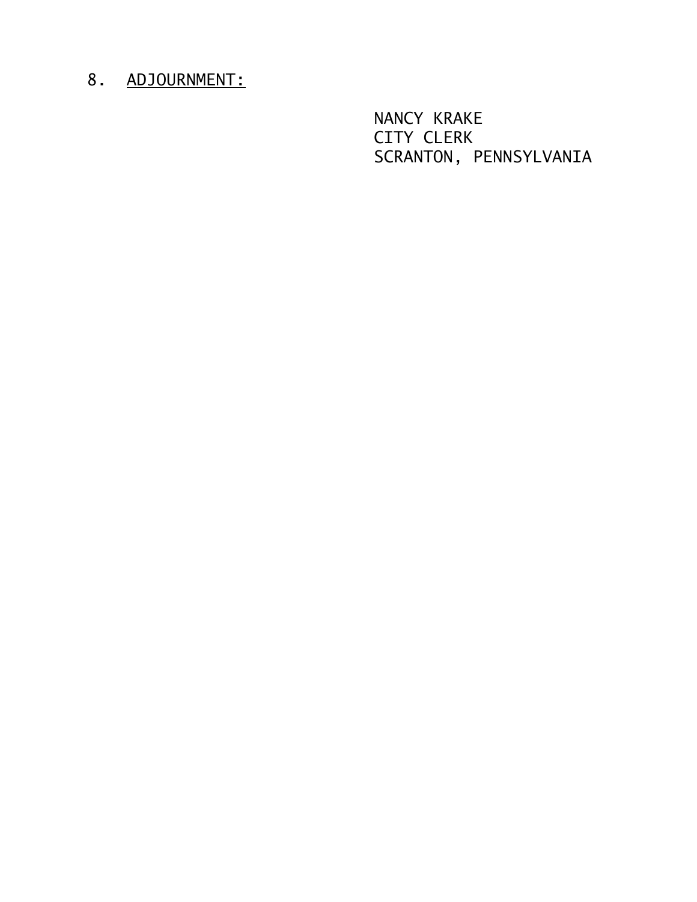8. <u>ADJOURNMENT:</u>

NANCY KRAKE
CITY CLERK
SCRANTON, PENNSYLVANIA